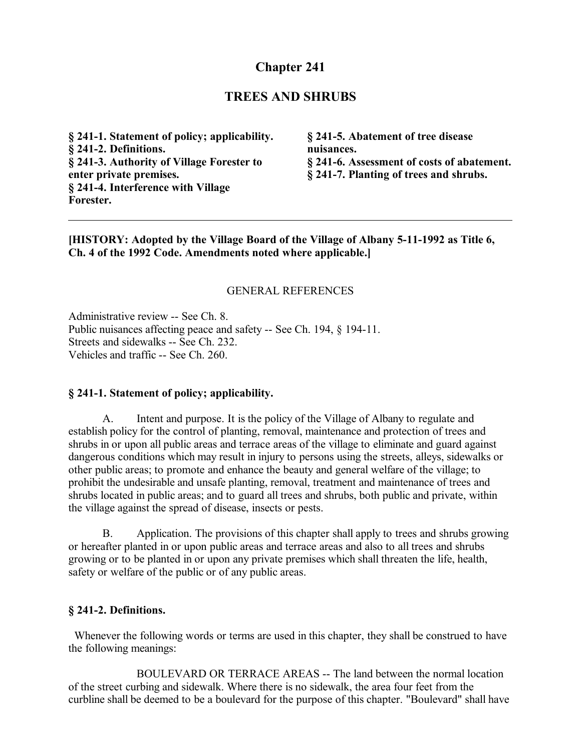# Chapter 241

## TREES AND SHRUBS

**§ 241-1. Statement of policy; applicability.**
**§ 241-2. Definitions.**
**§ 241-3. Authority of Village Forester to enter private premises.**
**§ 241-4. Interference with Village Forester.**
**§ 241-5. Abatement of tree disease nuisances.**
**§ 241-6. Assessment of costs of abatement.**
**§ 241-7. Planting of trees and shrubs.**

---

**[HISTORY: Adopted by the Village Board of the Village of Albany 5-11-1992 as Title 6, Ch. 4 of the 1992 Code. Amendments noted where applicable.]**

GENERAL REFERENCES

Administrative review -- See Ch. 8.
Public nuisances affecting peace and safety -- See Ch. 194, § 194-11.
Streets and sidewalks -- See Ch. 232.
Vehicles and traffic -- See Ch. 260.

### § 241-1. Statement of policy; applicability.

A. Intent and purpose. It is the policy of the Village of Albany to regulate and establish policy for the control of planting, removal, maintenance and protection of trees and shrubs in or upon all public areas and terrace areas of the village to eliminate and guard against dangerous conditions which may result in injury to persons using the streets, alleys, sidewalks or other public areas; to promote and enhance the beauty and general welfare of the village; to prohibit the undesirable and unsafe planting, removal, treatment and maintenance of trees and shrubs located in public areas; and to guard all trees and shrubs, both public and private, within the village against the spread of disease, insects or pests.

B. Application. The provisions of this chapter shall apply to trees and shrubs growing or hereafter planted in or upon public areas and terrace areas and also to all trees and shrubs growing or to be planted in or upon any private premises which shall threaten the life, health, safety or welfare of the public or of any public areas.

### § 241-2. Definitions.

Whenever the following words or terms are used in this chapter, they shall be construed to have the following meanings:

BOULEVARD OR TERRACE AREAS -- The land between the normal location of the street curbing and sidewalk. Where there is no sidewalk, the area four feet from the curbline shall be deemed to be a boulevard for the purpose of this chapter. "Boulevard" shall have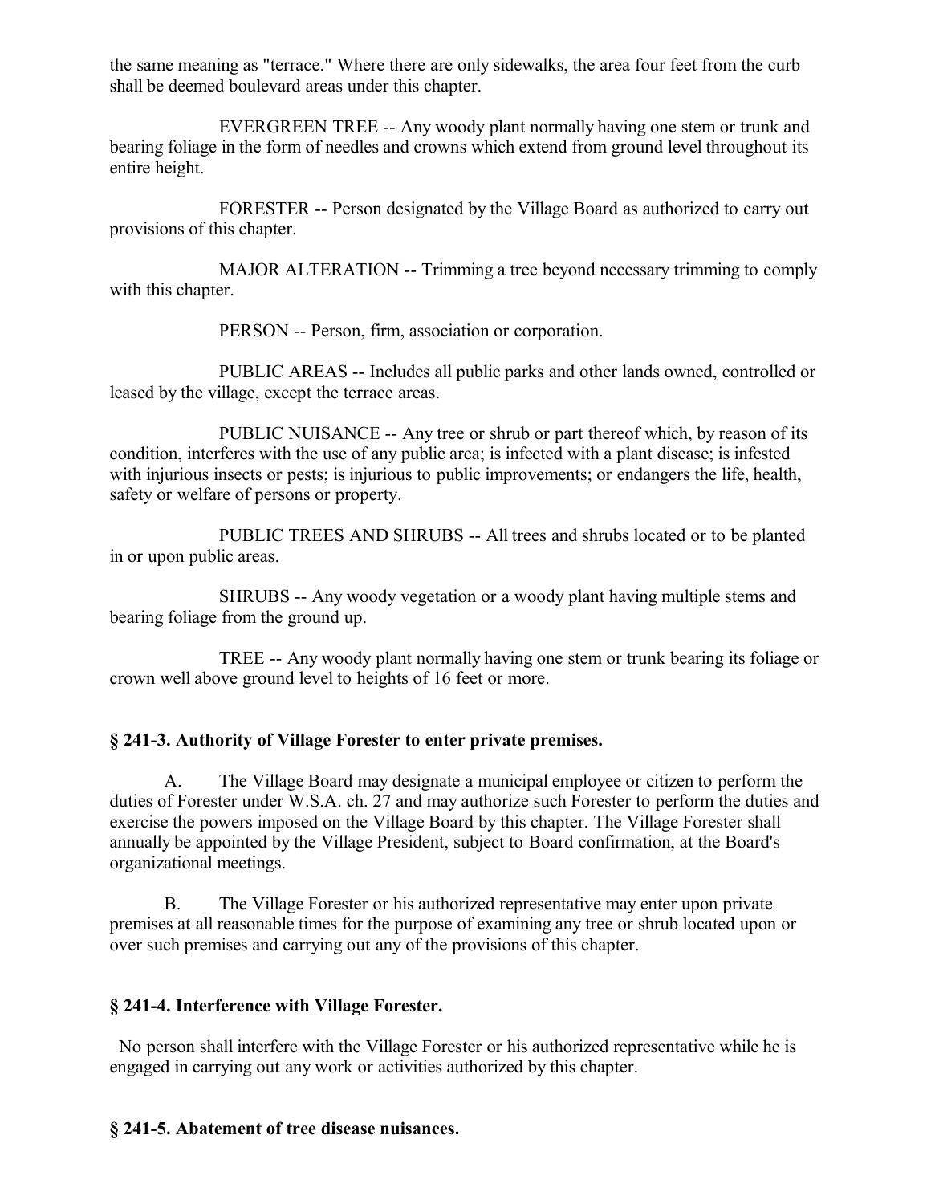the same meaning as "terrace." Where there are only sidewalks, the area four feet from the curb shall be deemed boulevard areas under this chapter.

EVERGREEN TREE -- Any woody plant normally having one stem or trunk and bearing foliage in the form of needles and crowns which extend from ground level throughout its entire height.

FORESTER -- Person designated by the Village Board as authorized to carry out provisions of this chapter.

MAJOR ALTERATION -- Trimming a tree beyond necessary trimming to comply with this chapter.

PERSON -- Person, firm, association or corporation.

PUBLIC AREAS -- Includes all public parks and other lands owned, controlled or leased by the village, except the terrace areas.

PUBLIC NUISANCE -- Any tree or shrub or part thereof which, by reason of its condition, interferes with the use of any public area; is infected with a plant disease; is infested with injurious insects or pests; is injurious to public improvements; or endangers the life, health, safety or welfare of persons or property.

PUBLIC TREES AND SHRUBS -- All trees and shrubs located or to be planted in or upon public areas.

SHRUBS -- Any woody vegetation or a woody plant having multiple stems and bearing foliage from the ground up.

TREE -- Any woody plant normally having one stem or trunk bearing its foliage or crown well above ground level to heights of 16 feet or more.

### § 241-3. Authority of Village Forester to enter private premises.

A. The Village Board may designate a municipal employee or citizen to perform the duties of Forester under W.S.A. ch. 27 and may authorize such Forester to perform the duties and exercise the powers imposed on the Village Board by this chapter. The Village Forester shall annually be appointed by the Village President, subject to Board confirmation, at the Board's organizational meetings.

B. The Village Forester or his authorized representative may enter upon private premises at all reasonable times for the purpose of examining any tree or shrub located upon or over such premises and carrying out any of the provisions of this chapter.

### § 241-4. Interference with Village Forester.

No person shall interfere with the Village Forester or his authorized representative while he is engaged in carrying out any work or activities authorized by this chapter.

### § 241-5. Abatement of tree disease nuisances.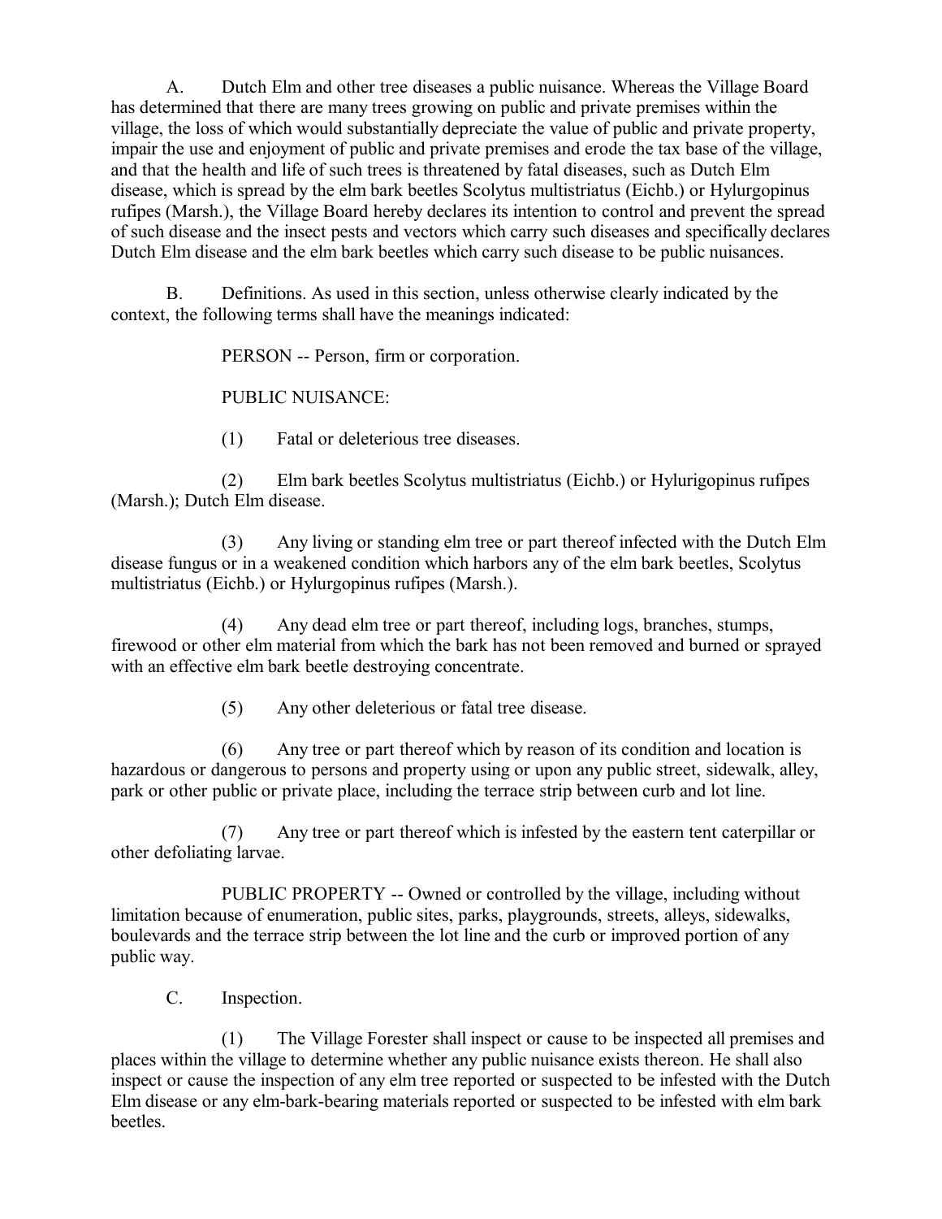A. Dutch Elm and other tree diseases a public nuisance. Whereas the Village Board has determined that there are many trees growing on public and private premises within the village, the loss of which would substantially depreciate the value of public and private property, impair the use and enjoyment of public and private premises and erode the tax base of the village, and that the health and life of such trees is threatened by fatal diseases, such as Dutch Elm disease, which is spread by the elm bark beetles Scolytus multistriatus (Eichb.) or Hylurgopinus rufipes (Marsh.), the Village Board hereby declares its intention to control and prevent the spread of such disease and the insect pests and vectors which carry such diseases and specifically declares Dutch Elm disease and the elm bark beetles which carry such disease to be public nuisances.

B. Definitions. As used in this section, unless otherwise clearly indicated by the context, the following terms shall have the meanings indicated:

PERSON -- Person, firm or corporation.

PUBLIC NUISANCE:

(1) Fatal or deleterious tree diseases.

(2) Elm bark beetles Scolytus multistriatus (Eichb.) or Hylurigopinus rufipes (Marsh.); Dutch Elm disease.

(3) Any living or standing elm tree or part thereof infected with the Dutch Elm disease fungus or in a weakened condition which harbors any of the elm bark beetles, Scolytus multistriatus (Eichb.) or Hylurgopinus rufipes (Marsh.).

(4) Any dead elm tree or part thereof, including logs, branches, stumps, firewood or other elm material from which the bark has not been removed and burned or sprayed with an effective elm bark beetle destroying concentrate.

(5) Any other deleterious or fatal tree disease.

(6) Any tree or part thereof which by reason of its condition and location is hazardous or dangerous to persons and property using or upon any public street, sidewalk, alley, park or other public or private place, including the terrace strip between curb and lot line.

(7) Any tree or part thereof which is infested by the eastern tent caterpillar or other defoliating larvae.

PUBLIC PROPERTY -- Owned or controlled by the village, including without limitation because of enumeration, public sites, parks, playgrounds, streets, alleys, sidewalks, boulevards and the terrace strip between the lot line and the curb or improved portion of any public way.

C. Inspection.

(1) The Village Forester shall inspect or cause to be inspected all premises and places within the village to determine whether any public nuisance exists thereon. He shall also inspect or cause the inspection of any elm tree reported or suspected to be infested with the Dutch Elm disease or any elm-bark-bearing materials reported or suspected to be infested with elm bark beetles.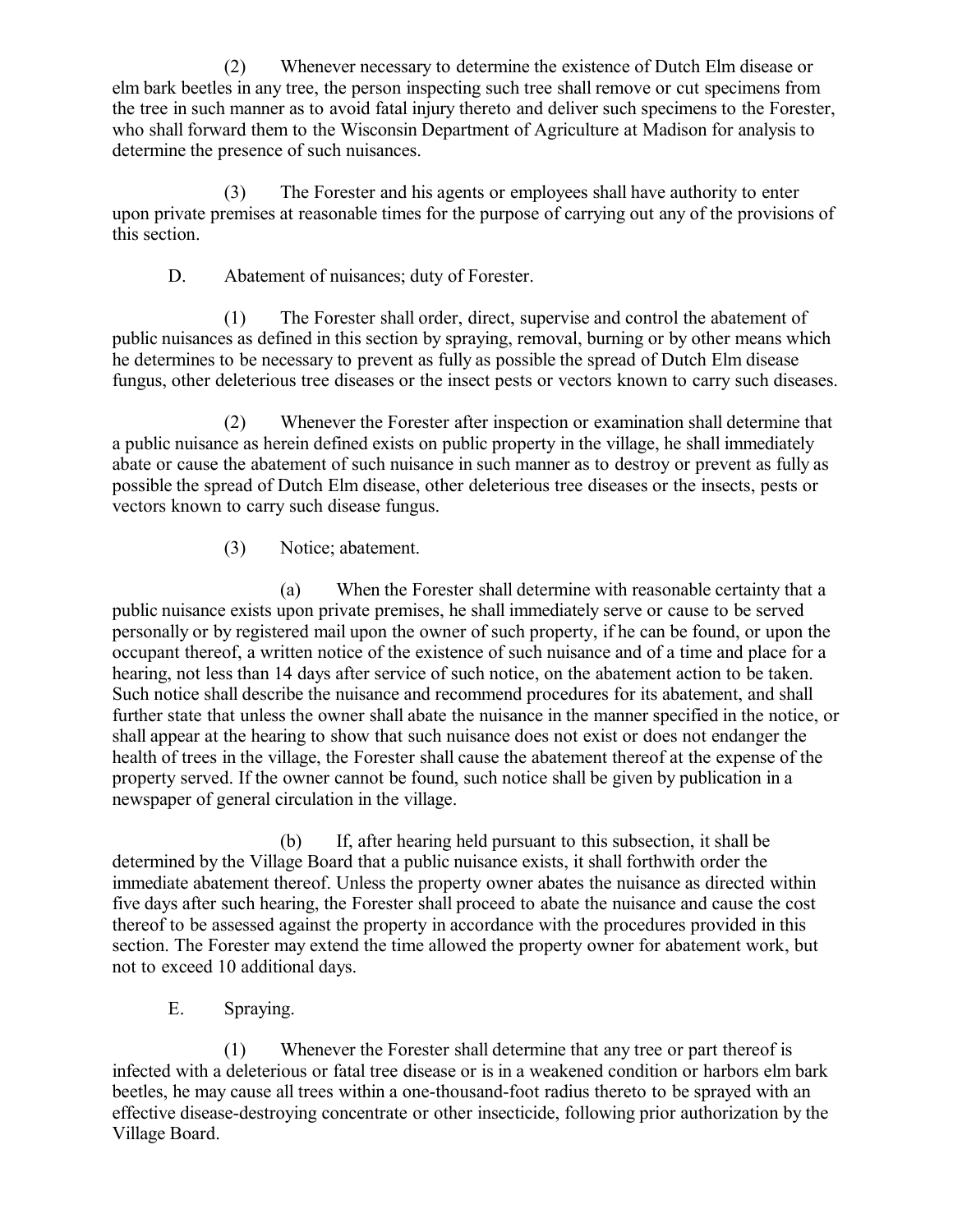(2) Whenever necessary to determine the existence of Dutch Elm disease or elm bark beetles in any tree, the person inspecting such tree shall remove or cut specimens from the tree in such manner as to avoid fatal injury thereto and deliver such specimens to the Forester, who shall forward them to the Wisconsin Department of Agriculture at Madison for analysis to determine the presence of such nuisances.

(3) The Forester and his agents or employees shall have authority to enter upon private premises at reasonable times for the purpose of carrying out any of the provisions of this section.

D. Abatement of nuisances; duty of Forester.

(1) The Forester shall order, direct, supervise and control the abatement of public nuisances as defined in this section by spraying, removal, burning or by other means which he determines to be necessary to prevent as fully as possible the spread of Dutch Elm disease fungus, other deleterious tree diseases or the insect pests or vectors known to carry such diseases.

(2) Whenever the Forester after inspection or examination shall determine that a public nuisance as herein defined exists on public property in the village, he shall immediately abate or cause the abatement of such nuisance in such manner as to destroy or prevent as fully as possible the spread of Dutch Elm disease, other deleterious tree diseases or the insects, pests or vectors known to carry such disease fungus.

(3) Notice; abatement.

(a) When the Forester shall determine with reasonable certainty that a public nuisance exists upon private premises, he shall immediately serve or cause to be served personally or by registered mail upon the owner of such property, if he can be found, or upon the occupant thereof, a written notice of the existence of such nuisance and of a time and place for a hearing, not less than 14 days after service of such notice, on the abatement action to be taken. Such notice shall describe the nuisance and recommend procedures for its abatement, and shall further state that unless the owner shall abate the nuisance in the manner specified in the notice, or shall appear at the hearing to show that such nuisance does not exist or does not endanger the health of trees in the village, the Forester shall cause the abatement thereof at the expense of the property served. If the owner cannot be found, such notice shall be given by publication in a newspaper of general circulation in the village.

(b) If, after hearing held pursuant to this subsection, it shall be determined by the Village Board that a public nuisance exists, it shall forthwith order the immediate abatement thereof. Unless the property owner abates the nuisance as directed within five days after such hearing, the Forester shall proceed to abate the nuisance and cause the cost thereof to be assessed against the property in accordance with the procedures provided in this section. The Forester may extend the time allowed the property owner for abatement work, but not to exceed 10 additional days.

E. Spraying.

(1) Whenever the Forester shall determine that any tree or part thereof is infected with a deleterious or fatal tree disease or is in a weakened condition or harbors elm bark beetles, he may cause all trees within a one-thousand-foot radius thereto to be sprayed with an effective disease-destroying concentrate or other insecticide, following prior authorization by the Village Board.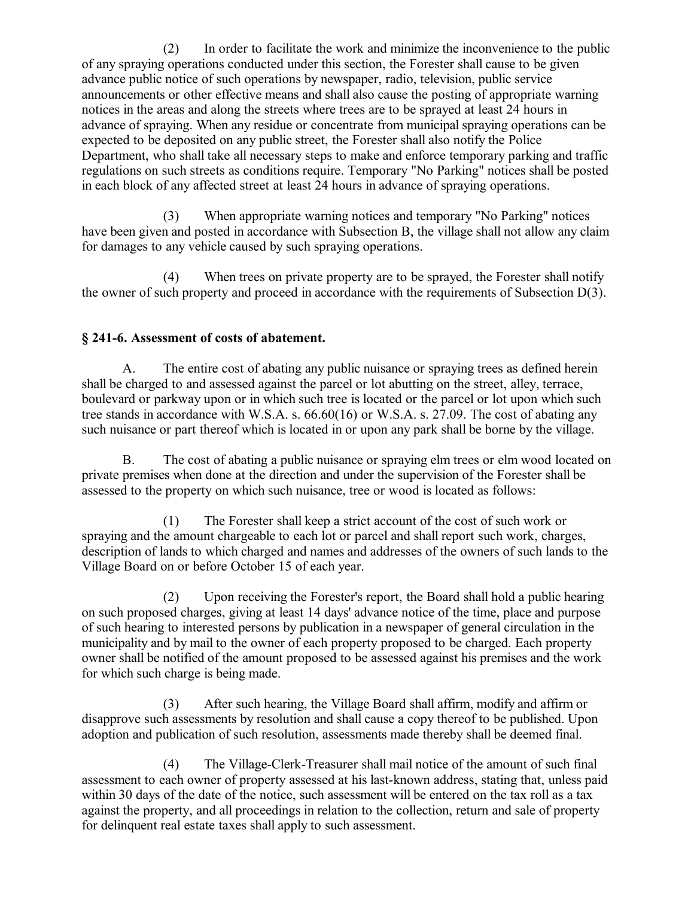(2) In order to facilitate the work and minimize the inconvenience to the public of any spraying operations conducted under this section, the Forester shall cause to be given advance public notice of such operations by newspaper, radio, television, public service announcements or other effective means and shall also cause the posting of appropriate warning notices in the areas and along the streets where trees are to be sprayed at least 24 hours in advance of spraying. When any residue or concentrate from municipal spraying operations can be expected to be deposited on any public street, the Forester shall also notify the Police Department, who shall take all necessary steps to make and enforce temporary parking and traffic regulations on such streets as conditions require. Temporary "No Parking" notices shall be posted in each block of any affected street at least 24 hours in advance of spraying operations.

(3) When appropriate warning notices and temporary "No Parking" notices have been given and posted in accordance with Subsection B, the village shall not allow any claim for damages to any vehicle caused by such spraying operations.

(4) When trees on private property are to be sprayed, the Forester shall notify the owner of such property and proceed in accordance with the requirements of Subsection D(3).

### § 241-6. Assessment of costs of abatement.

A. The entire cost of abating any public nuisance or spraying trees as defined herein shall be charged to and assessed against the parcel or lot abutting on the street, alley, terrace, boulevard or parkway upon or in which such tree is located or the parcel or lot upon which such tree stands in accordance with W.S.A. s. 66.60(16) or W.S.A. s. 27.09. The cost of abating any such nuisance or part thereof which is located in or upon any park shall be borne by the village.

B. The cost of abating a public nuisance or spraying elm trees or elm wood located on private premises when done at the direction and under the supervision of the Forester shall be assessed to the property on which such nuisance, tree or wood is located as follows:

(1) The Forester shall keep a strict account of the cost of such work or spraying and the amount chargeable to each lot or parcel and shall report such work, charges, description of lands to which charged and names and addresses of the owners of such lands to the Village Board on or before October 15 of each year.

(2) Upon receiving the Forester's report, the Board shall hold a public hearing on such proposed charges, giving at least 14 days' advance notice of the time, place and purpose of such hearing to interested persons by publication in a newspaper of general circulation in the municipality and by mail to the owner of each property proposed to be charged. Each property owner shall be notified of the amount proposed to be assessed against his premises and the work for which such charge is being made.

(3) After such hearing, the Village Board shall affirm, modify and affirm or disapprove such assessments by resolution and shall cause a copy thereof to be published. Upon adoption and publication of such resolution, assessments made thereby shall be deemed final.

(4) The Village-Clerk-Treasurer shall mail notice of the amount of such final assessment to each owner of property assessed at his last-known address, stating that, unless paid within 30 days of the date of the notice, such assessment will be entered on the tax roll as a tax against the property, and all proceedings in relation to the collection, return and sale of property for delinquent real estate taxes shall apply to such assessment.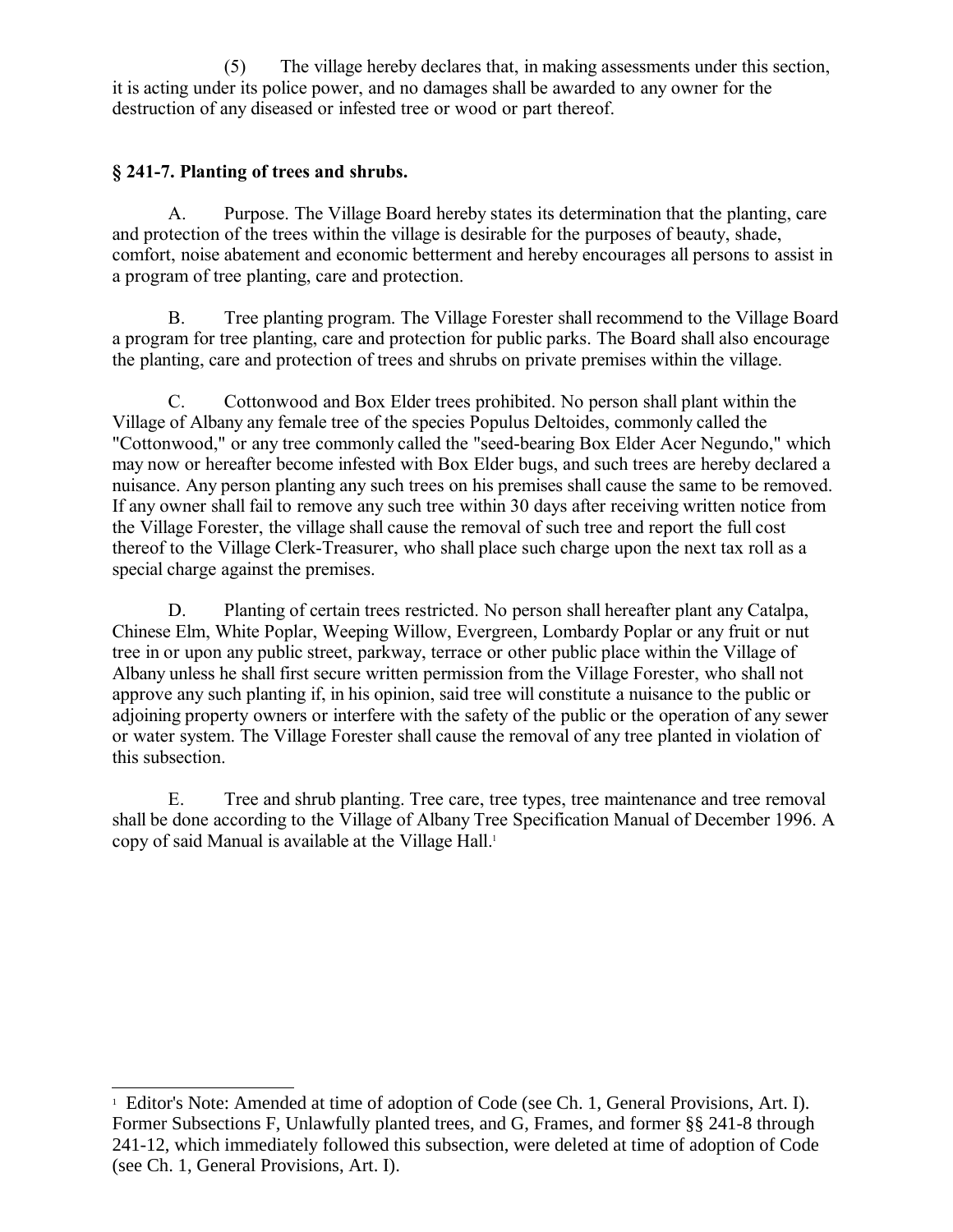(5) The village hereby declares that, in making assessments under this section, it is acting under its police power, and no damages shall be awarded to any owner for the destruction of any diseased or infested tree or wood or part thereof.

### § 241-7. Planting of trees and shrubs.

A. Purpose. The Village Board hereby states its determination that the planting, care and protection of the trees within the village is desirable for the purposes of beauty, shade, comfort, noise abatement and economic betterment and hereby encourages all persons to assist in a program of tree planting, care and protection.

B. Tree planting program. The Village Forester shall recommend to the Village Board a program for tree planting, care and protection for public parks. The Board shall also encourage the planting, care and protection of trees and shrubs on private premises within the village.

C. Cottonwood and Box Elder trees prohibited. No person shall plant within the Village of Albany any female tree of the species Populus Deltoides, commonly called the "Cottonwood," or any tree commonly called the "seed-bearing Box Elder Acer Negundo," which may now or hereafter become infested with Box Elder bugs, and such trees are hereby declared a nuisance. Any person planting any such trees on his premises shall cause the same to be removed. If any owner shall fail to remove any such tree within 30 days after receiving written notice from the Village Forester, the village shall cause the removal of such tree and report the full cost thereof to the Village Clerk-Treasurer, who shall place such charge upon the next tax roll as a special charge against the premises.

D. Planting of certain trees restricted. No person shall hereafter plant any Catalpa, Chinese Elm, White Poplar, Weeping Willow, Evergreen, Lombardy Poplar or any fruit or nut tree in or upon any public street, parkway, terrace or other public place within the Village of Albany unless he shall first secure written permission from the Village Forester, who shall not approve any such planting if, in his opinion, said tree will constitute a nuisance to the public or adjoining property owners or interfere with the safety of the public or the operation of any sewer or water system. The Village Forester shall cause the removal of any tree planted in violation of this subsection.

E. Tree and shrub planting. Tree care, tree types, tree maintenance and tree removal shall be done according to the Village of Albany Tree Specification Manual of December 1996. A copy of said Manual is available at the Village Hall.[1]

---

[1] Editor's Note: Amended at time of adoption of Code (see Ch. 1, General Provisions, Art. I). Former Subsections F, Unlawfully planted trees, and G, Frames, and former §§ 241-8 through 241-12, which immediately followed this subsection, were deleted at time of adoption of Code (see Ch. 1, General Provisions, Art. I).